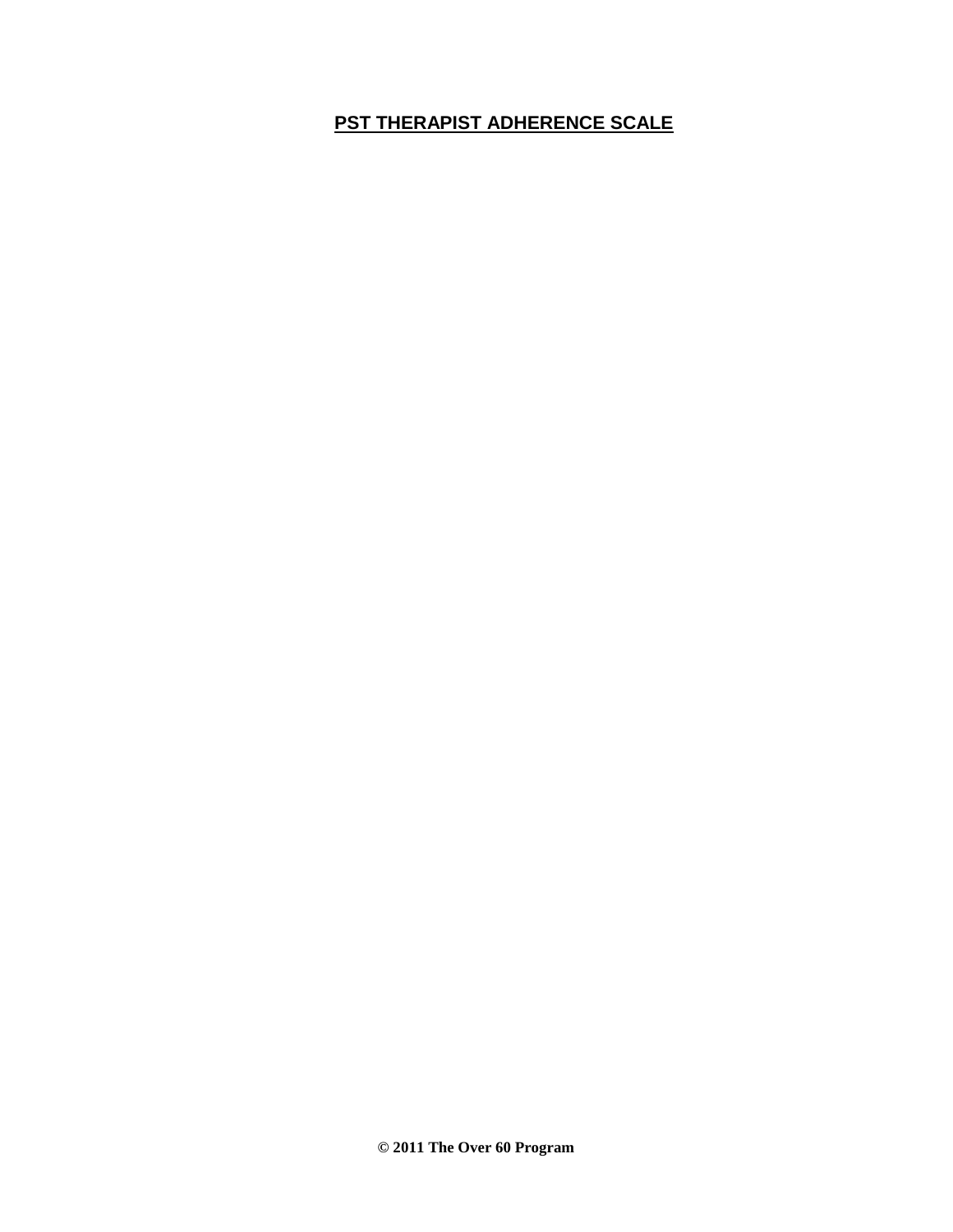# PST THERAPIST ADHERENCE SCALE

**© 2011 The Over 60 Program**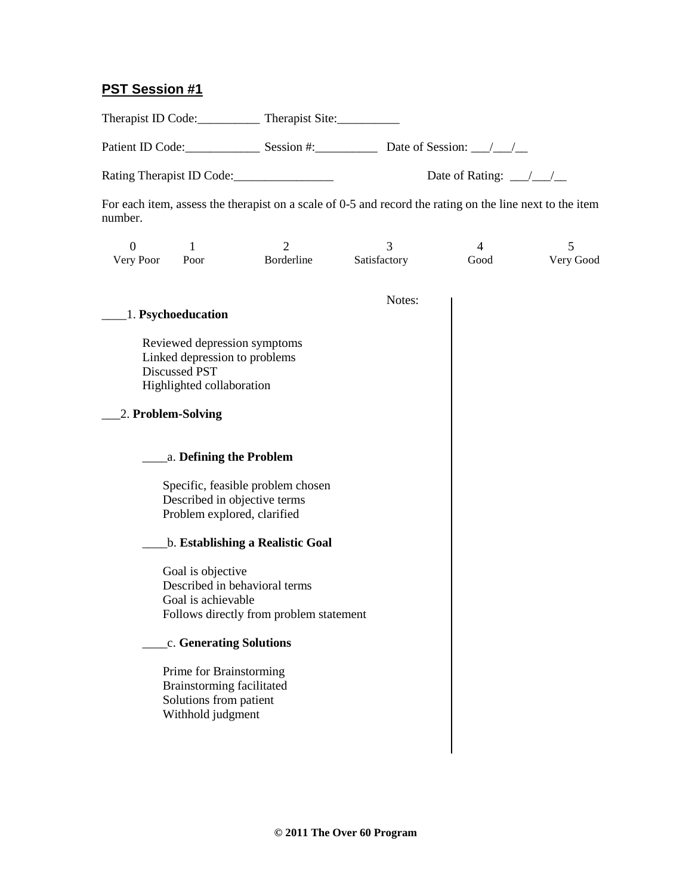## **PST Session #1**

Therapist ID Code:__________ Therapist Site:__________

Patient ID Code:____________ Session #:__________ Date of Session: ___/___/__

Rating Therapist ID Code:________________ Date of Rating: ___/___/__

For each item, assess the therapist on a scale of 0-5 and record the rating on the line next to the item number.

| 0 | 1 | 2 | 3 | 4 | 5 |
|---|---|---|---|---|---|
| Very Poor | Poor | Borderline | Satisfactory | Good | Very Good |

Notes:

____1. **Psychoeducation**

Reviewed depression symptoms
Linked depression to problems
Discussed PST
Highlighted collaboration

___2. **Problem-Solving**

____a. **Defining the Problem**

Specific, feasible problem chosen
Described in objective terms
Problem explored, clarified

____b. **Establishing a Realistic Goal**

Goal is objective
Described in behavioral terms
Goal is achievable
Follows directly from problem statement

____c. **Generating Solutions**

Prime for Brainstorming
Brainstorming facilitated
Solutions from patient
Withhold judgment

**© 2011 The Over 60 Program**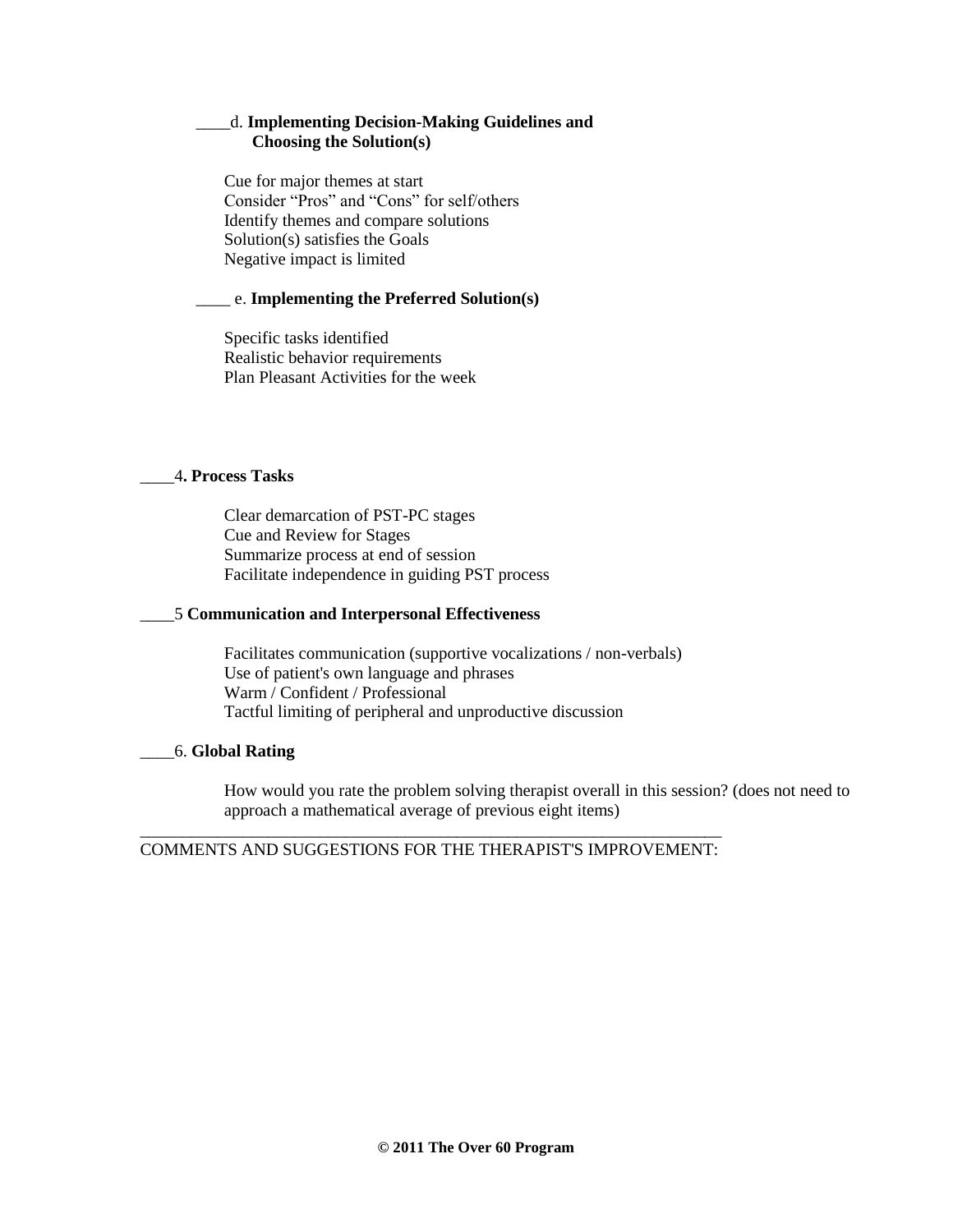____d. **Implementing Decision-Making Guidelines and Choosing the Solution(s)**

Cue for major themes at start
Consider "Pros" and "Cons" for self/others
Identify themes and compare solutions
Solution(s) satisfies the Goals
Negative impact is limited

____ e. **Implementing the Preferred Solution(s)**

Specific tasks identified
Realistic behavior requirements
Plan Pleasant Activities for the week

____4**. Process Tasks**

Clear demarcation of PST-PC stages
Cue and Review for Stages
Summarize process at end of session
Facilitate independence in guiding PST process

____5 **Communication and Interpersonal Effectiveness**

Facilitates communication (supportive vocalizations / non-verbals)
Use of patient's own language and phrases
Warm / Confident / Professional
Tactful limiting of peripheral and unproductive discussion

____6. **Global Rating**

How would you rate the problem solving therapist overall in this session? (does not need to approach a mathematical average of previous eight items)

___________________________________________________________________

COMMENTS AND SUGGESTIONS FOR THE THERAPIST'S IMPROVEMENT:

**© 2011 The Over 60 Program**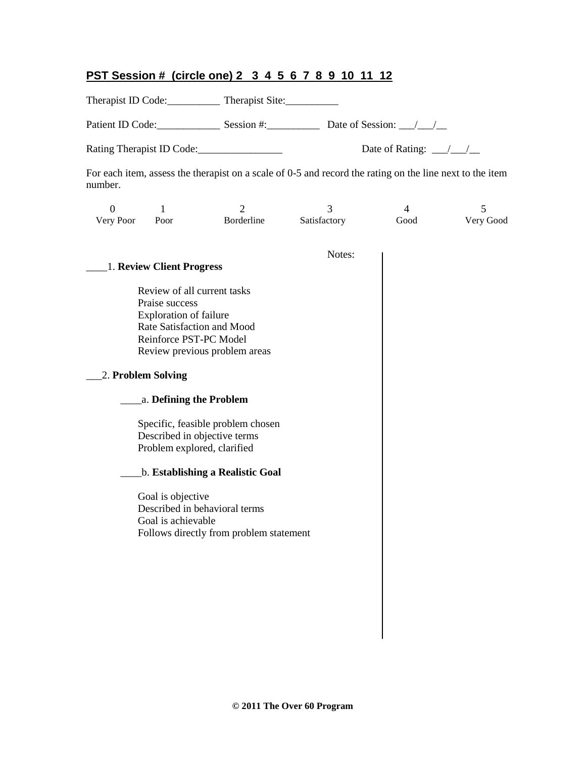**PST Session # (circle one) 2 3 4 5 6 7 8 9 10 11 12**

Therapist ID Code:__________ Therapist Site:__________

Patient ID Code:____________ Session #:__________ Date of Session: ___/___/__

Rating Therapist ID Code:________________ Date of Rating: ___/___/__

For each item, assess the therapist on a scale of 0-5 and record the rating on the line next to the item number.

| 0 | 1 | 2 | 3 | 4 | 5 |
|---|---|---|---|---|---|
| Very Poor | Poor | Borderline | Satisfactory | Good | Very Good |

Notes:

____1. **Review Client Progress**

Review of all current tasks
Praise success
Exploration of failure
Rate Satisfaction and Mood
Reinforce PST-PC Model
Review previous problem areas

___2. **Problem Solving**

____a. **Defining the Problem**

Specific, feasible problem chosen
Described in objective terms
Problem explored, clarified

____b. **Establishing a Realistic Goal**

Goal is objective
Described in behavioral terms
Goal is achievable
Follows directly from problem statement

**© 2011 The Over 60 Program**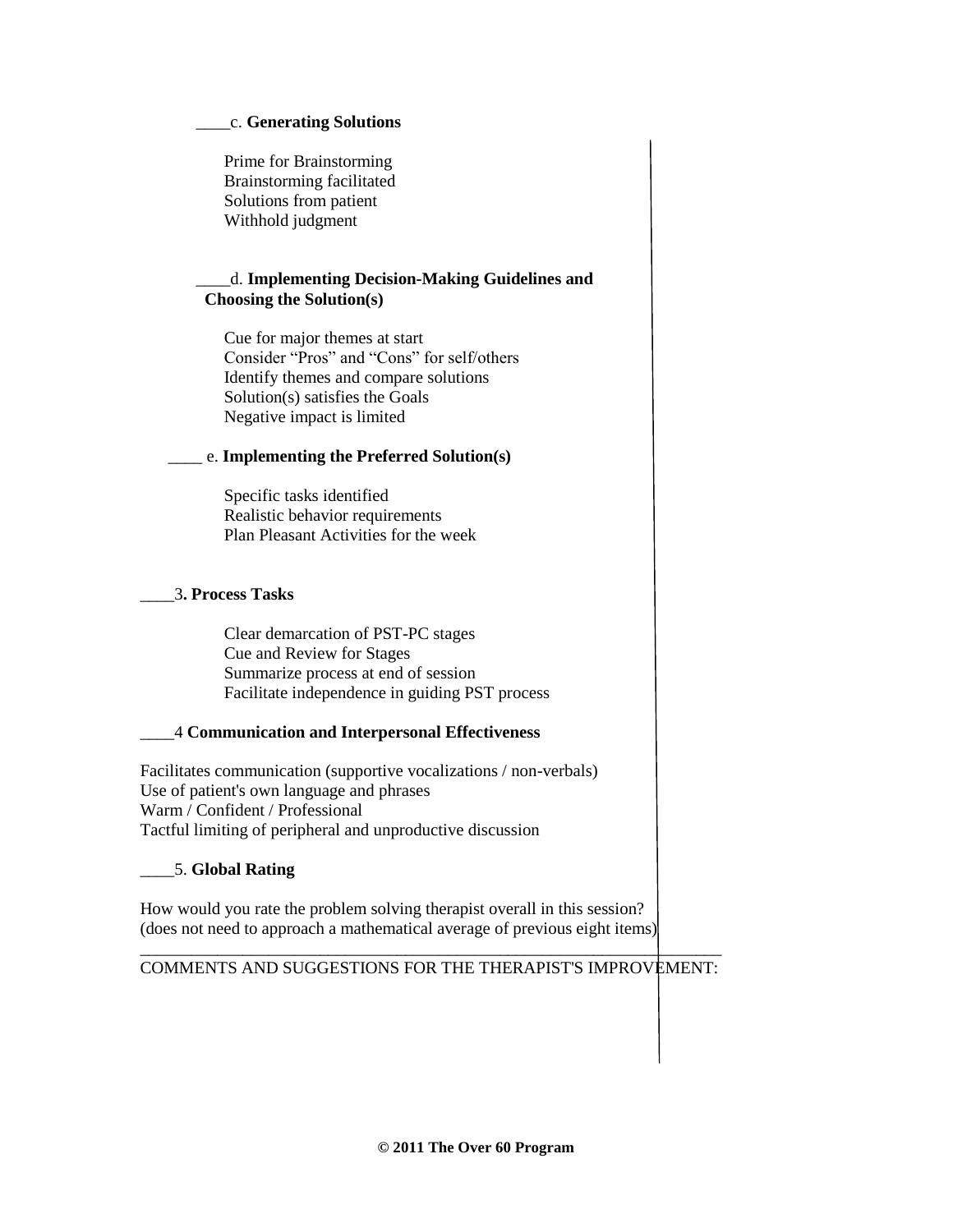____c. **Generating Solutions**

Prime for Brainstorming
Brainstorming facilitated
Solutions from patient
Withhold judgment

____d. **Implementing Decision-Making Guidelines and Choosing the Solution(s)**

Cue for major themes at start
Consider "Pros" and "Cons" for self/others
Identify themes and compare solutions
Solution(s) satisfies the Goals
Negative impact is limited

____ e. **Implementing the Preferred Solution(s)**

Specific tasks identified
Realistic behavior requirements
Plan Pleasant Activities for the week

____3**. Process Tasks**

Clear demarcation of PST-PC stages
Cue and Review for Stages
Summarize process at end of session
Facilitate independence in guiding PST process

____4 **Communication and Interpersonal Effectiveness**

Facilitates communication (supportive vocalizations / non-verbals)
Use of patient's own language and phrases
Warm / Confident / Professional
Tactful limiting of peripheral and unproductive discussion

____5. **Global Rating**

How would you rate the problem solving therapist overall in this session?
(does not need to approach a mathematical average of previous eight items)

COMMENTS AND SUGGESTIONS FOR THE THERAPIST'S IMPROVEMENT:

**© 2011 The Over 60 Program**